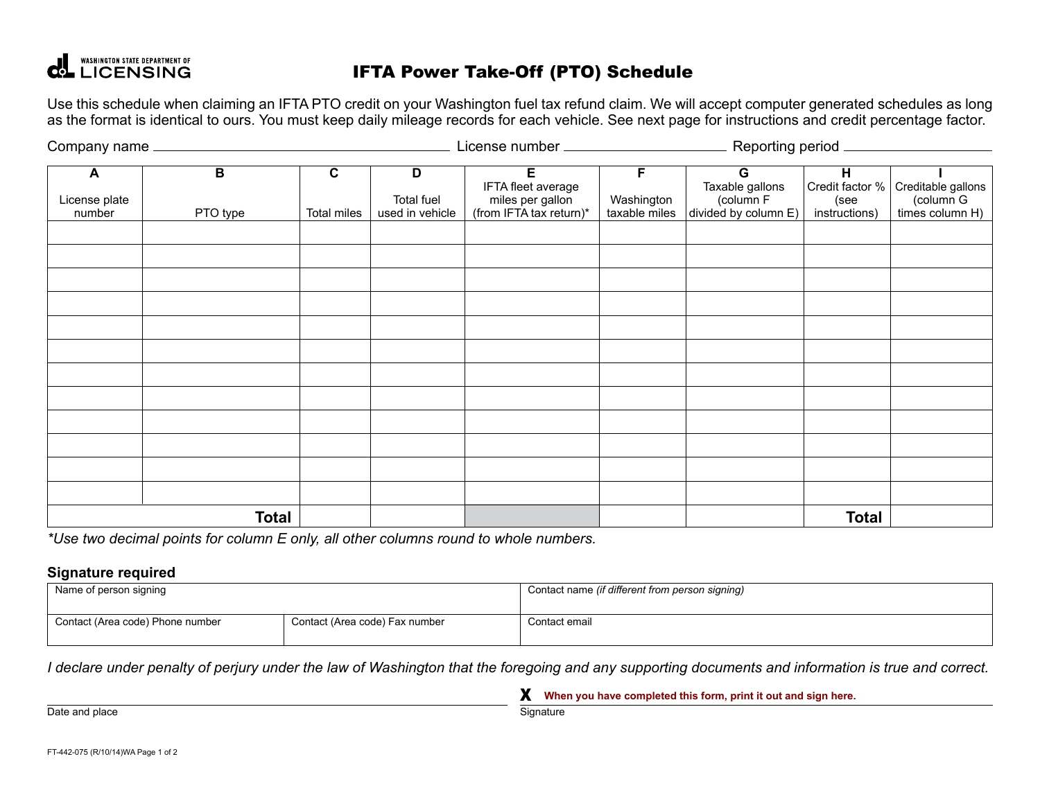WASHINGTON STATE DEPARTMENT OF LICENSING

# IFTA Power Take-Off (PTO) Schedule

Use this schedule when claiming an IFTA PTO credit on your Washington fuel tax refund claim. We will accept computer generated schedules as long as the format is identical to ours. You must keep daily mileage records for each vehicle. See next page for instructions and credit percentage factor.

Company name ____________________ License number ____________________ Reporting period ____________________

| A<br>License plate number | B<br>PTO type | C<br>Total miles | D<br>Total fuel used in vehicle | E<br>IFTA fleet average miles per gallon (from IFTA tax return)* | F<br>Washington taxable miles | G<br>Taxable gallons (column F divided by column E) | H<br>Credit factor % (see instructions) | I<br>Creditable gallons (column G times column H) |
|---|---|---|---|---|---|---|---|---|
| | | | | | | | | |
| | | | | | | | | |
| | | | | | | | | |
| | | | | | | | | |
| | | | | | | | | |
| | | | | | | | | |
| | | | | | | | | |
| | | | | | | | | |
| | | | | | | | | |
| | | | | | | | | |
| | | | | | | | | |
| | | | | | | | | |
| | **Total** | | | | | | **Total** | |

*\*Use two decimal points for column E only, all other columns round to whole numbers.*

### Signature required

| Name of person signing | | Contact name *(if different from person signing)* |
|---|---|---|
| Contact (Area code) Phone number | Contact (Area code) Fax number | Contact email |

*I declare under penalty of perjury under the law of Washington that the foregoing and any supporting documents and information is true and correct.*

______________________________ **X** **When you have completed this form, print it out and sign here.**

Date and place ______________________________ Signature

FT-442-075 (R/10/14)WA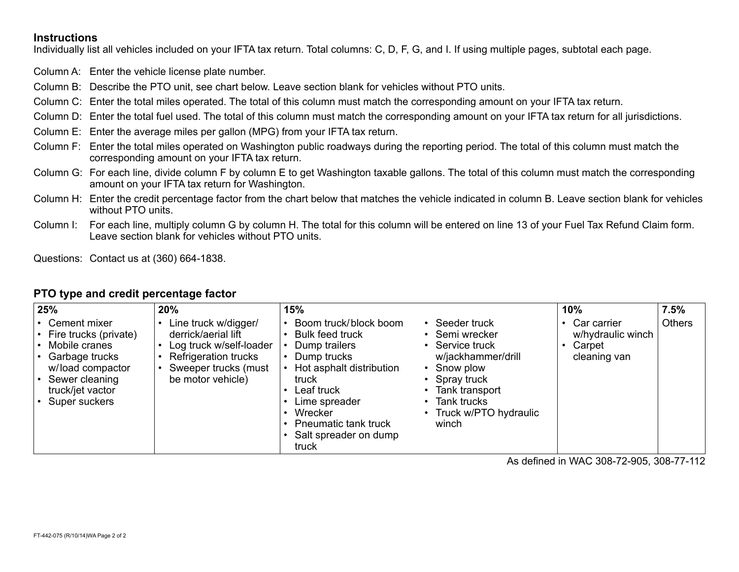## Instructions

Individually list all vehicles included on your IFTA tax return. Total columns: C, D, F, G, and I. If using multiple pages, subtotal each page.

Column A: Enter the vehicle license plate number.

Column B: Describe the PTO unit, see chart below. Leave section blank for vehicles without PTO units.

Column C: Enter the total miles operated. The total of this column must match the corresponding amount on your IFTA tax return.

Column D: Enter the total fuel used. The total of this column must match the corresponding amount on your IFTA tax return for all jurisdictions.

Column E: Enter the average miles per gallon (MPG) from your IFTA tax return.

Column F: Enter the total miles operated on Washington public roadways during the reporting period. The total of this column must match the corresponding amount on your IFTA tax return.

Column G: For each line, divide column F by column E to get Washington taxable gallons. The total of this column must match the corresponding amount on your IFTA tax return for Washington.

Column H: Enter the credit percentage factor from the chart below that matches the vehicle indicated in column B. Leave section blank for vehicles without PTO units.

Column I: For each line, multiply column G by column H. The total for this column will be entered on line 13 of your Fuel Tax Refund Claim form. Leave section blank for vehicles without PTO units.

Questions: Contact us at (360) 664-1838.

## PTO type and credit percentage factor

| 25% | 20% | 15% | | 10% | 7.5% |
|---|---|---|---|---|---|
| • Cement mixer<br>• Fire trucks (private)<br>• Mobile cranes<br>• Garbage trucks w/load compactor<br>• Sewer cleaning truck/jet vactor<br>• Super suckers | • Line truck w/digger/ derrick/aerial lift<br>• Log truck w/self-loader<br>• Refrigeration trucks<br>• Sweeper trucks (must be motor vehicle) | • Boom truck/block boom<br>• Bulk feed truck<br>• Dump trailers<br>• Dump trucks<br>• Hot asphalt distribution truck<br>• Leaf truck<br>• Lime spreader<br>• Wrecker<br>• Pneumatic tank truck<br>• Salt spreader on dump truck | • Seeder truck<br>• Semi wrecker<br>• Service truck w/jackhammer/drill<br>• Snow plow<br>• Spray truck<br>• Tank transport<br>• Tank trucks<br>• Truck w/PTO hydraulic winch | • Car carrier w/hydraulic winch<br>• Carpet cleaning van | Others |

As defined in WAC 308-72-905, 308-77-112

FT-442-075 (R/10/14)WA